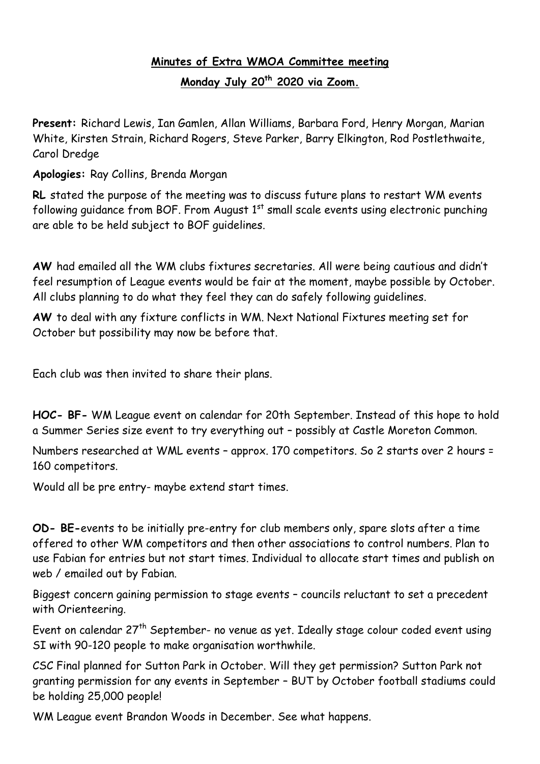**Minutes of Extra WMOA Committee meeting**

**Monday July 20th 2020 via Zoom.**

**Present:** Richard Lewis, Ian Gamlen, Allan Williams, Barbara Ford, Henry Morgan, Marian White, Kirsten Strain, Richard Rogers, Steve Parker, Barry Elkington, Rod Postlethwaite, Carol Dredge

**Apologies:** Ray Collins, Brenda Morgan

**RL** stated the purpose of the meeting was to discuss future plans to restart WM events following guidance from BOF. From August 1st small scale events using electronic punching are able to be held subject to BOF guidelines.

**AW** had emailed all the WM clubs fixtures secretaries. All were being cautious and didn't feel resumption of League events would be fair at the moment, maybe possible by October. All clubs planning to do what they feel they can do safely following guidelines.

**AW** to deal with any fixture conflicts in WM. Next National Fixtures meeting set for October but possibility may now be before that.

Each club was then invited to share their plans.

**HOC- BF-** WM League event on calendar for 20th September. Instead of this hope to hold a Summer Series size event to try everything out – possibly at Castle Moreton Common.

Numbers researched at WML events – approx. 170 competitors. So 2 starts over 2 hours = 160 competitors.

Would all be pre entry- maybe extend start times.

**OD- BE-**events to be initially pre-entry for club members only, spare slots after a time offered to other WM competitors and then other associations to control numbers. Plan to use Fabian for entries but not start times. Individual to allocate start times and publish on web / emailed out by Fabian.

Biggest concern gaining permission to stage events – councils reluctant to set a precedent with Orienteering.

Event on calendar 27th September- no venue as yet. Ideally stage colour coded event using SI with 90-120 people to make organisation worthwhile.

CSC Final planned for Sutton Park in October. Will they get permission? Sutton Park not granting permission for any events in September – BUT by October football stadiums could be holding 25,000 people!

WM League event Brandon Woods in December. See what happens.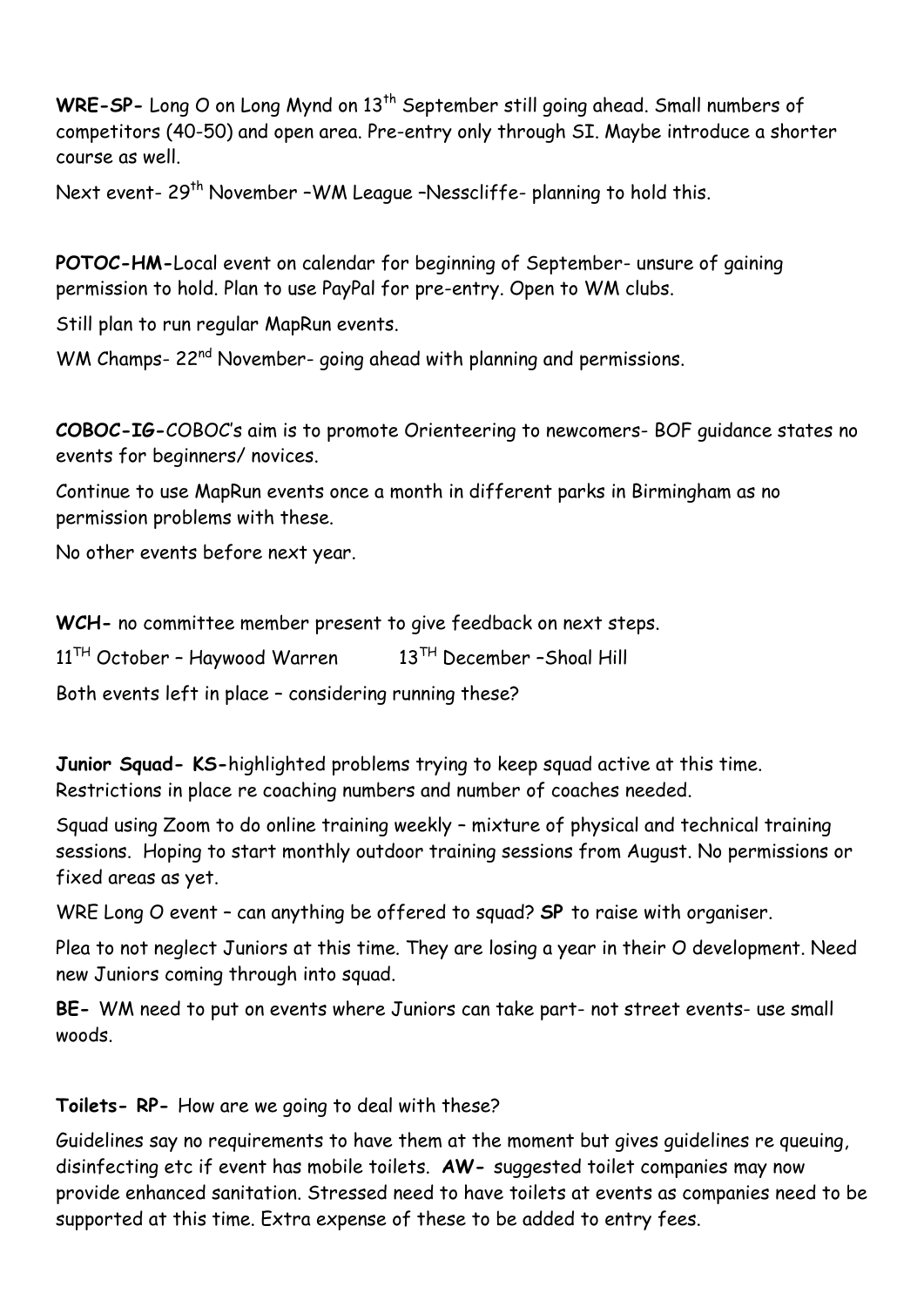**WRE-SP-** Long O on Long Mynd on 13th September still going ahead. Small numbers of competitors (40-50) and open area. Pre-entry only through SI. Maybe introduce a shorter course as well.

Next event- 29th November –WM League –Nesscliffe- planning to hold this.

**POTOC-HM-**Local event on calendar for beginning of September- unsure of gaining permission to hold. Plan to use PayPal for pre-entry. Open to WM clubs.

Still plan to run regular MapRun events.

WM Champs- 22nd November- going ahead with planning and permissions.

***COBOC-IG-***COBOC's aim is to promote Orienteering to newcomers- BOF guidance states no events for beginners/ novices.

Continue to use MapRun events once a month in different parks in Birmingham as no permission problems with these.

No other events before next year.

**WCH-** no committee member present to give feedback on next steps.

11TH October – Haywood Warren 13TH December –Shoal Hill

Both events left in place – considering running these?

**Junior Squad- KS-**highlighted problems trying to keep squad active at this time. Restrictions in place re coaching numbers and number of coaches needed.

Squad using Zoom to do online training weekly – mixture of physical and technical training sessions. Hoping to start monthly outdoor training sessions from August. No permissions or fixed areas as yet.

WRE Long O event – can anything be offered to squad? **SP** to raise with organiser.

Plea to not neglect Juniors at this time. They are losing a year in their O development. Need new Juniors coming through into squad.

**BE-** WM need to put on events where Juniors can take part- not street events- use small woods.

**Toilets- RP-** How are we going to deal with these?

Guidelines say no requirements to have them at the moment but gives guidelines re queuing, disinfecting etc if event has mobile toilets. **AW-** suggested toilet companies may now provide enhanced sanitation. Stressed need to have toilets at events as companies need to be supported at this time. Extra expense of these to be added to entry fees.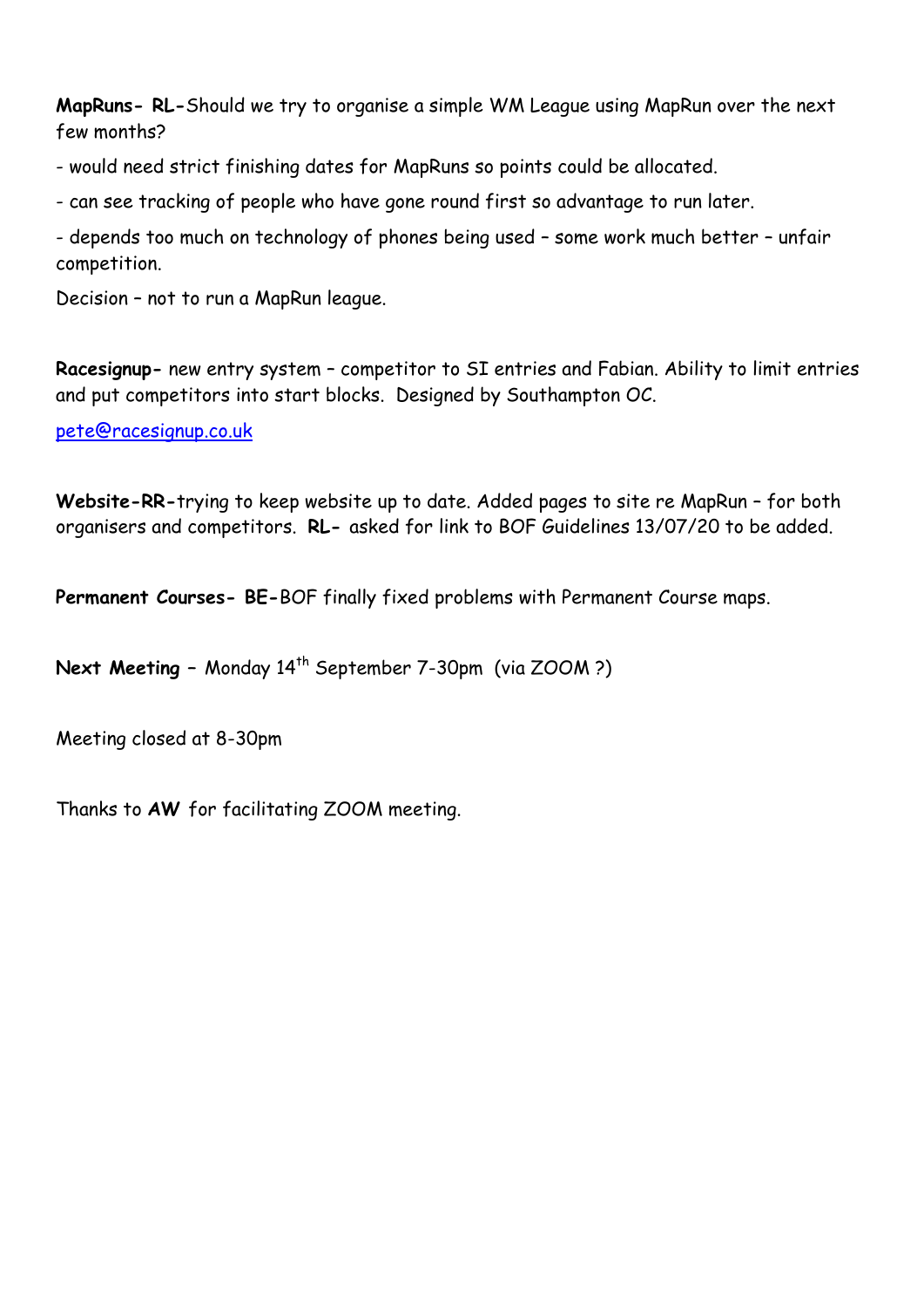**MapRuns- RL-**Should we try to organise a simple WM League using MapRun over the next few months?

- would need strict finishing dates for MapRuns so points could be allocated.

- can see tracking of people who have gone round first so advantage to run later.

- depends too much on technology of phones being used – some work much better – unfair competition.

Decision – not to run a MapRun league.

**Racesignup-** new entry system – competitor to SI entries and Fabian. Ability to limit entries and put competitors into start blocks. Designed by Southampton OC.

pete@racesignup.co.uk

**Website-RR-**trying to keep website up to date. Added pages to site re MapRun – for both organisers and competitors. **RL-** asked for link to BOF Guidelines 13/07/20 to be added.

**Permanent Courses- BE-**BOF finally fixed problems with Permanent Course maps.

**Next Meeting** – Monday 14th September 7-30pm (via ZOOM ?)

Meeting closed at 8-30pm

Thanks to **AW** for facilitating ZOOM meeting.